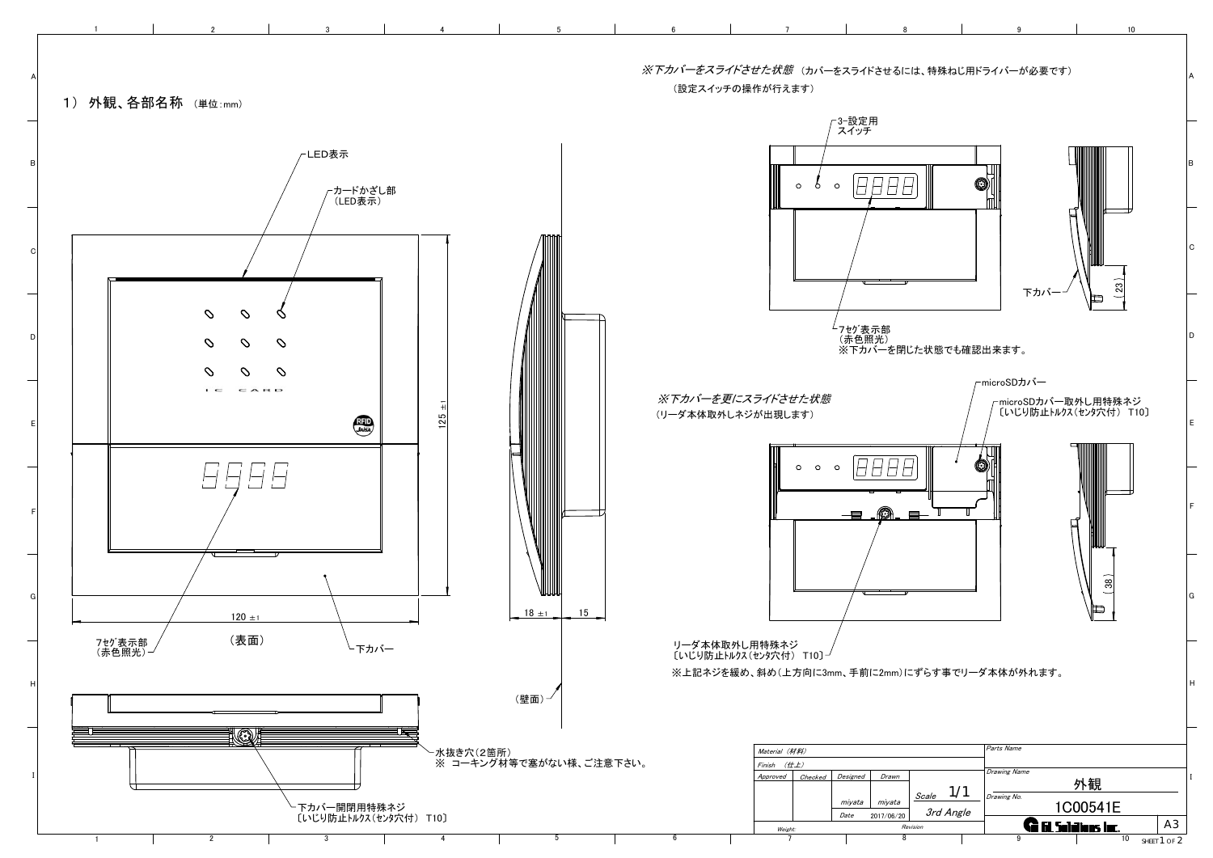## 1） 外観、各部名称 （単位：mm）

LED表示

カードかざし部
（LED表示）

IC CARD

125 ±1

120 ±1

18 ±1　15

7ｾｸﾞ表示部
（赤色照光）

（表面）

下カバー

（壁面）

水抜き穴（2箇所）
※ コーキング材等で塞がない様、ご注意下さい。

下カバー開閉用特殊ネジ
〔いじり防止ﾄﾙｸｽ（ｾﾝﾀ穴付） T10〕

*※下カバーをスライドさせた状態* （カバーをスライドさせるには、特殊ねじ用ドライバーが必要です）
（設定スイッチの操作が行えます）

3-設定用
スイッチ

下カバー

(23)

7ｾｸﾞ表示部
（赤色照光）
※下カバーを閉じた状態でも確認出来ます。

*※下カバーを更にスライドさせた状態*
（リーダ本体取外しネジが出現します）

microSDカバー

microSDカバー取外し用特殊ネジ
〔いじり防止ﾄﾙｸｽ（ｾﾝﾀ穴付） T10〕

(38)

リーダ本体取外し用特殊ネジ
〔いじり防止ﾄﾙｸｽ（ｾﾝﾀ穴付） T10〕

※上記ネジを緩め、斜め（上方向に3mm、手前に2mm）にずらす事でリーダ本体が外れます。

| Material（材料） | | | | | Parts Name | |
|---|---|---|---|---|---|---|
| Finish （仕上） | | | | | Drawing Name | 外観 |
| Approved | Checked | Designed | Drawn | Scale 1/1 | Drawing No. | 1C00541E |
| | | miyata | miyata | 3rd Angle | | |
| | | Date | 2017/06/20 | | | |
| Weight: | | | | Revision | GiL Solutions Inc. | A3 |

SHEET 1 OF 2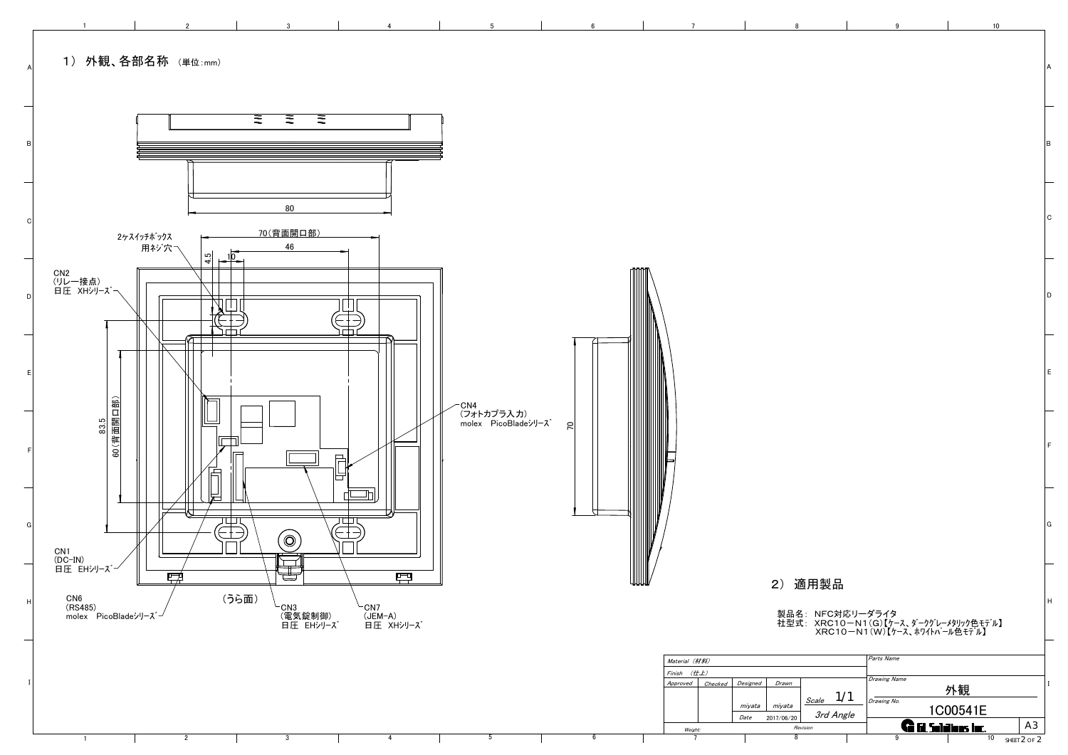## 1） 外観、各部名称 （単位:mm）

80

70（背面開口部）

46

2ケスイッチボックス用ネジ穴

4.5

10

CN2
（リレー接点）
日圧 XHシリーズ

83.5

60（背面開口部）

CN4
（フォトカプラ入力）
molex PicoBladeシリーズ

70

CN1
（DC-IN）
日圧 EHシリーズ

CN6
（RS485）
molex PicoBladeシリーズ

（うら面）

CN3
（電気錠制御）
日圧 EHシリーズ

CN7
（JEM-A）
日圧 XHシリーズ

## 2） 適用製品

製品名： NFC対応リーダライタ
社型式： XRC10－N1（G）【ケース、ダークグレーメタリック色モデル】
　　　　 XRC10－N1（W）【ケース、ホワイトパール色モデル】

| | | | | | |
|---|---|---|---|---|---|
| Material（材料） | | | | | Parts Name |
| Finish （仕上） | | | | | |
| Approved | Checked | Designed | Drawn | Scale 1/1 | Drawing Name 外観 |
| | | miyata | miyata | 3rd Angle | Drawing No. 1C00541E |
| | | Date | 2017/06/20 | | |
| Weight | | | | Revision | GL Solutions Inc. A3 |